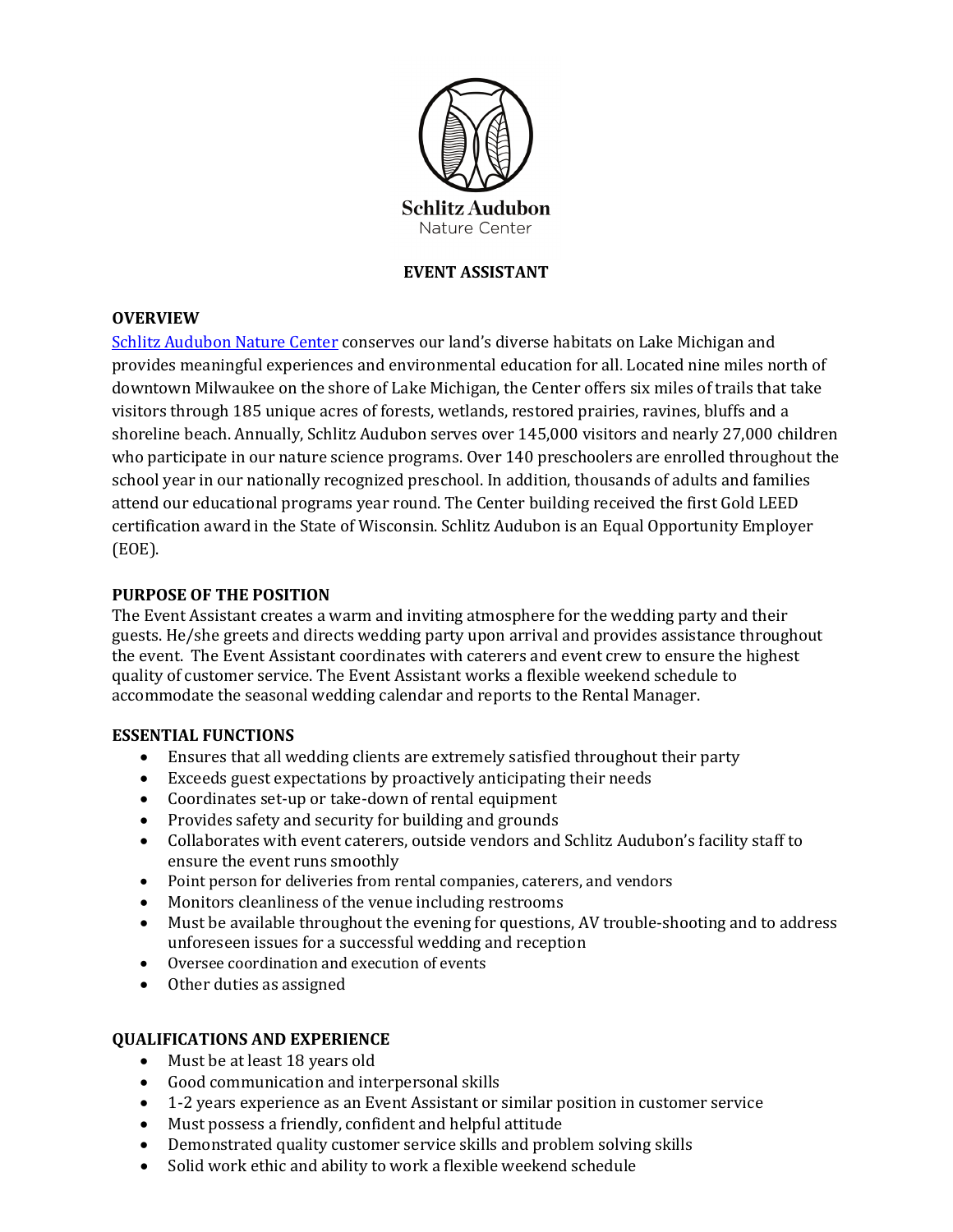Schlitz Audubon
Nature Center

# EVENT ASSISTANT

## OVERVIEW

[Schlitz Audubon Nature Center](#) conserves our land's diverse habitats on Lake Michigan and provides meaningful experiences and environmental education for all. Located nine miles north of downtown Milwaukee on the shore of Lake Michigan, the Center offers six miles of trails that take visitors through 185 unique acres of forests, wetlands, restored prairies, ravines, bluffs and a shoreline beach. Annually, Schlitz Audubon serves over 145,000 visitors and nearly 27,000 children who participate in our nature science programs. Over 140 preschoolers are enrolled throughout the school year in our nationally recognized preschool. In addition, thousands of adults and families attend our educational programs year round. The Center building received the first Gold LEED certification award in the State of Wisconsin. Schlitz Audubon is an Equal Opportunity Employer (EOE).

## PURPOSE OF THE POSITION

The Event Assistant creates a warm and inviting atmosphere for the wedding party and their guests. He/she greets and directs wedding party upon arrival and provides assistance throughout the event. The Event Assistant coordinates with caterers and event crew to ensure the highest quality of customer service. The Event Assistant works a flexible weekend schedule to accommodate the seasonal wedding calendar and reports to the Rental Manager.

## ESSENTIAL FUNCTIONS

- Ensures that all wedding clients are extremely satisfied throughout their party
- Exceeds guest expectations by proactively anticipating their needs
- Coordinates set-up or take-down of rental equipment
- Provides safety and security for building and grounds
- Collaborates with event caterers, outside vendors and Schlitz Audubon's facility staff to ensure the event runs smoothly
- Point person for deliveries from rental companies, caterers, and vendors
- Monitors cleanliness of the venue including restrooms
- Must be available throughout the evening for questions, AV trouble-shooting and to address unforeseen issues for a successful wedding and reception
- Oversee coordination and execution of events
- Other duties as assigned

## QUALIFICATIONS AND EXPERIENCE

- Must be at least 18 years old
- Good communication and interpersonal skills
- 1-2 years experience as an Event Assistant or similar position in customer service
- Must possess a friendly, confident and helpful attitude
- Demonstrated quality customer service skills and problem solving skills
- Solid work ethic and ability to work a flexible weekend schedule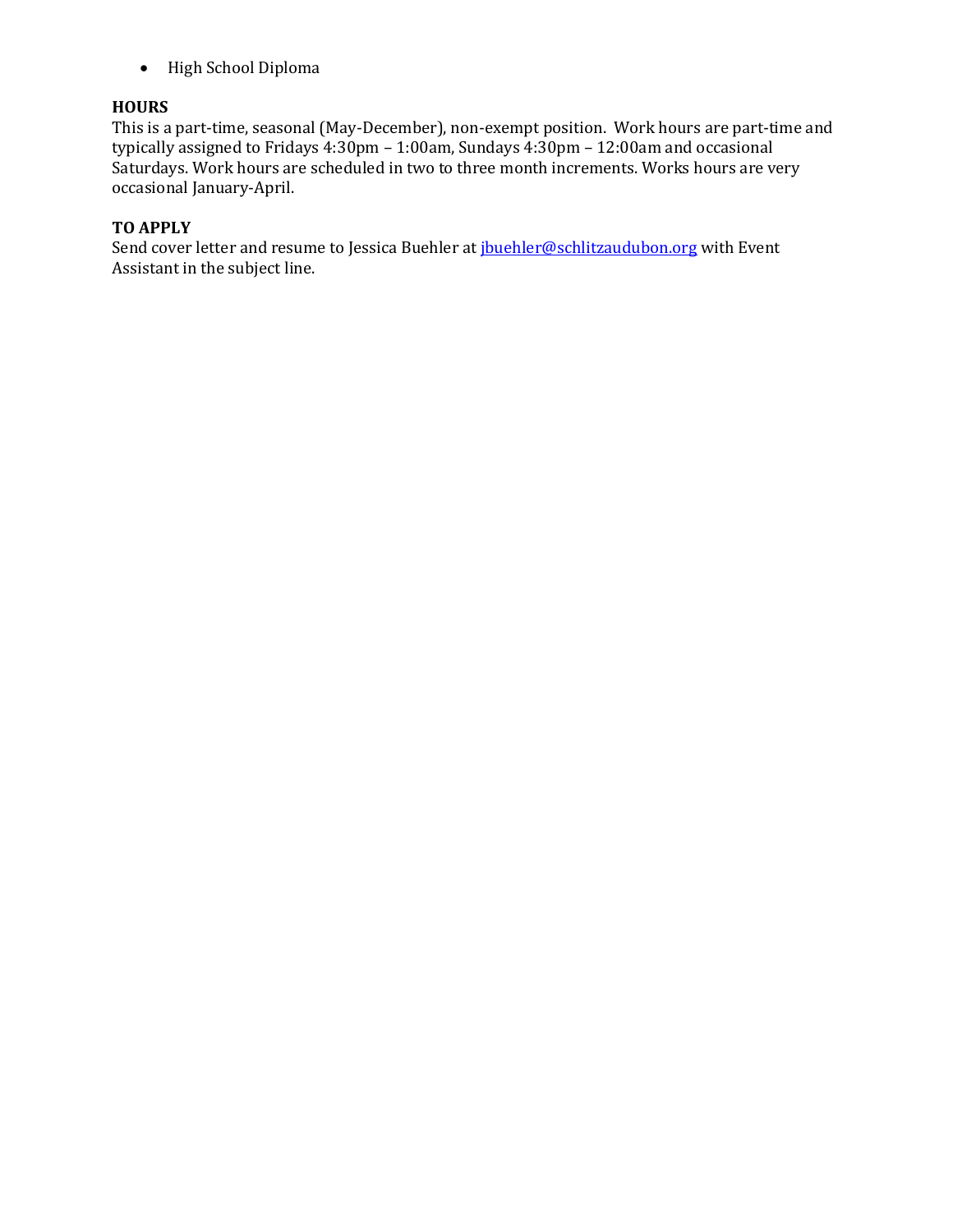- High School Diploma

**HOURS**
This is a part-time, seasonal (May-December), non-exempt position. Work hours are part-time and typically assigned to Fridays 4:30pm – 1:00am, Sundays 4:30pm – 12:00am and occasional Saturdays. Work hours are scheduled in two to three month increments. Works hours are very occasional January-April.

**TO APPLY**
Send cover letter and resume to Jessica Buehler at jbuehler@schlitzaudubon.org with Event Assistant in the subject line.